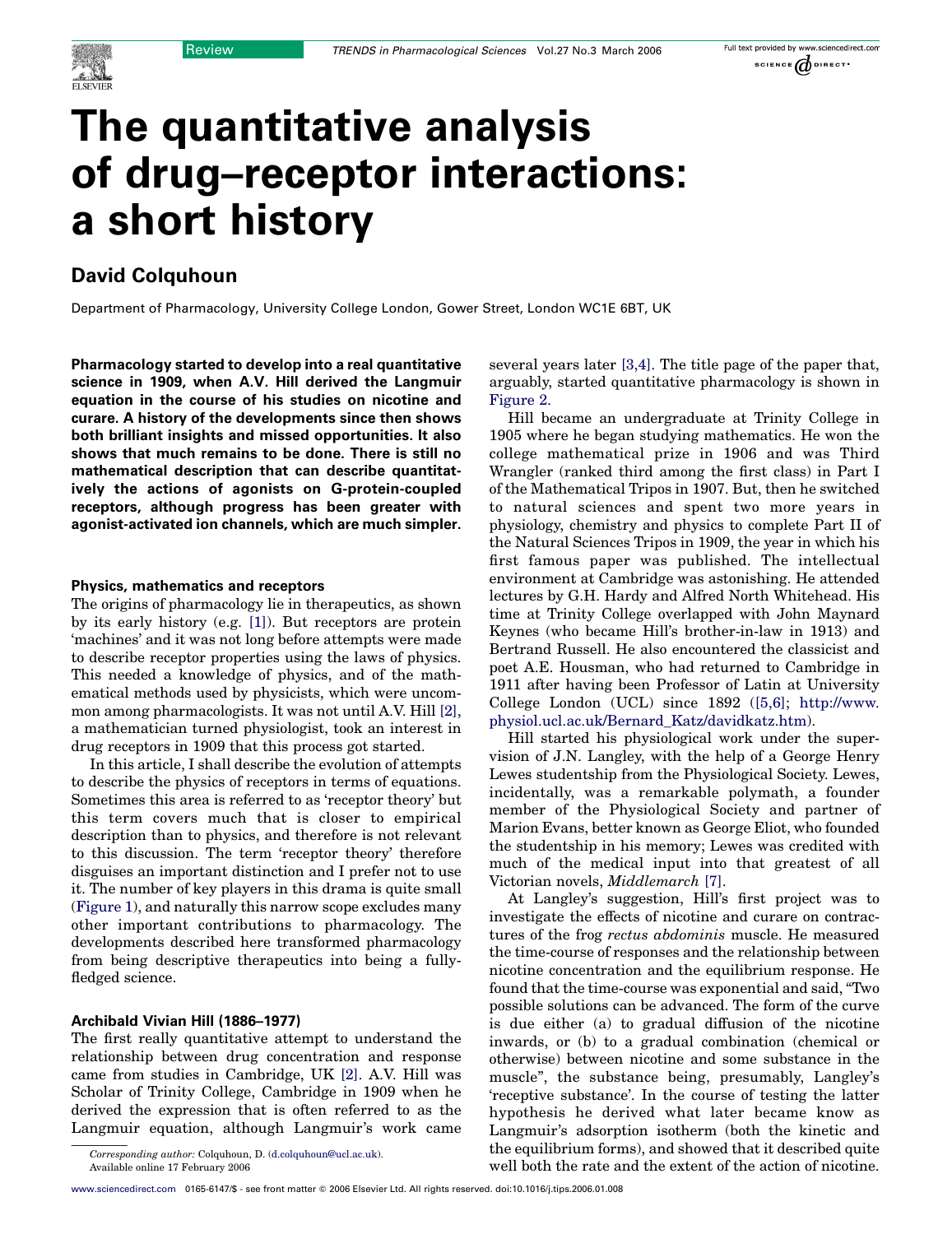# The quantitative analysis of drug–receptor interactions: a short history

**David Colquhoun**

Department of Pharmacology, University College London, Gower Street, London WC1E 6BT, UK

**Pharmacology started to develop into a real quantitative science in 1909, when A.V. Hill derived the Langmuir equation in the course of his studies on nicotine and curare. A history of the developments since then shows both brilliant insights and missed opportunities. It also shows that much remains to be done. There is still no mathematical description that can describe quantitatively the actions of agonists on G-protein-coupled receptors, although progress has been greater with agonist-activated ion channels, which are much simpler.**

### Physics, mathematics and receptors

The origins of pharmacology lie in therapeutics, as shown by its early history (e.g. [1]). But receptors are protein 'machines' and it was not long before attempts were made to describe receptor properties using the laws of physics. This needed a knowledge of physics, and of the mathematical methods used by physicists, which were uncommon among pharmacologists. It was not until A.V. Hill [2], a mathematician turned physiologist, took an interest in drug receptors in 1909 that this process got started.

In this article, I shall describe the evolution of attempts to describe the physics of receptors in terms of equations. Sometimes this area is referred to as 'receptor theory' but this term covers much that is closer to empirical description than to physics, and therefore is not relevant to this discussion. The term 'receptor theory' therefore disguises an important distinction and I prefer not to use it. The number of key players in this drama is quite small (Figure 1), and naturally this narrow scope excludes many other important contributions to pharmacology. The developments described here transformed pharmacology from being descriptive therapeutics into being a fully-fledged science.

### Archibald Vivian Hill (1886–1977)

The first really quantitative attempt to understand the relationship between drug concentration and response came from studies in Cambridge, UK [2]. A.V. Hill was Scholar of Trinity College, Cambridge in 1909 when he derived the expression that is often referred to as the Langmuir equation, although Langmuir's work came several years later [3,4]. The title page of the paper that, arguably, started quantitative pharmacology is shown in Figure 2.

Hill became an undergraduate at Trinity College in 1905 where he began studying mathematics. He won the college mathematical prize in 1906 and was Third Wrangler (ranked third among the first class) in Part I of the Mathematical Tripos in 1907. But, then he switched to natural sciences and spent two more years in physiology, chemistry and physics to complete Part II of the Natural Sciences Tripos in 1909, the year in which his first famous paper was published. The intellectual environment at Cambridge was astonishing. He attended lectures by G.H. Hardy and Alfred North Whitehead. His time at Trinity College overlapped with John Maynard Keynes (who became Hill's brother-in-law in 1913) and Bertrand Russell. He also encountered the classicist and poet A.E. Housman, who had returned to Cambridge in 1911 after having been Professor of Latin at University College London (UCL) since 1892 ([5,6]; http://www.physiol.ucl.ac.uk/Bernard_Katz/davidkatz.htm).

Hill started his physiological work under the supervision of J.N. Langley, with the help of a George Henry Lewes studentship from the Physiological Society. Lewes, incidentally, was a remarkable polymath, a founder member of the Physiological Society and partner of Marion Evans, better known as George Eliot, who founded the studentship in his memory; Lewes was credited with much of the medical input into that greatest of all Victorian novels, *Middlemarch* [7].

At Langley's suggestion, Hill's first project was to investigate the effects of nicotine and curare on contractures of the frog *rectus abdominis* muscle. He measured the time-course of responses and the relationship between nicotine concentration and the equilibrium response. He found that the time-course was exponential and said, "Two possible solutions can be advanced. The form of the curve is due either (a) to gradual diffusion of the nicotine inwards, or (b) to a gradual combination (chemical or otherwise) between nicotine and some substance in the muscle", the substance being, presumably, Langley's 'receptive substance'. In the course of testing the latter hypothesis he derived what later became know as Langmuir's adsorption isotherm (both the kinetic and the equilibrium forms), and showed that it described quite well both the rate and the extent of the action of nicotine.

*Corresponding author:* Colquhoun, D. (d.colquhoun@ucl.ac.uk).
Available online 17 February 2006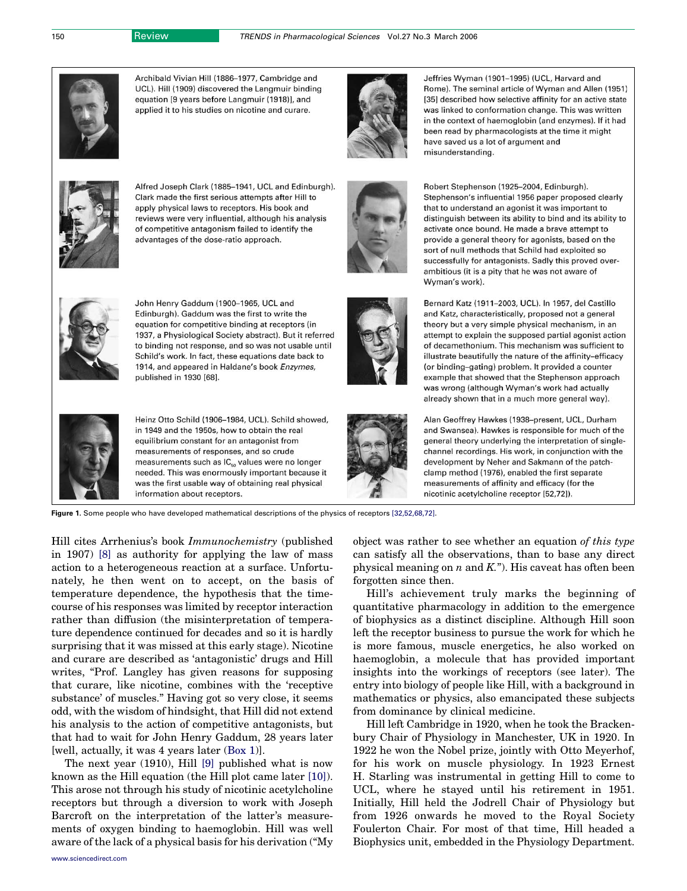Archibald Vivian Hill (1886–1977, Cambridge and UCL). Hill (1909) discovered the Langmuir binding equation [9 years before Langmuir (1918)], and applied it to his studies on nicotine and curare.

Alfred Joseph Clark (1885–1941, UCL and Edinburgh). Clark made the first serious attempts after Hill to apply physical laws to receptors. His book and reviews were very influential, although his analysis of competitive antagonism failed to identify the advantages of the dose-ratio approach.

John Henry Gaddum (1900–1965, UCL and Edinburgh). Gaddum was the first to write the equation for competitive binding at receptors (in 1937, a Physiological Society abstract). But it referred to binding not response, and so was not usable until Schild's work. In fact, these equations date back to 1914, and appeared in Haldane's book *Enzymes*, published in 1930 [68].

Heinz Otto Schild (1906–1984, UCL). Schild showed, in 1949 and the 1950s, how to obtain the real equilibrium constant for an antagonist from measurements of responses, and so crude measurements such as $IC_{50}$ values were no longer needed. This was enormously important because it was the first usable way of obtaining real physical information about receptors.

Jeffries Wyman (1901–1995) (UCL, Harvard and Rome). The seminal article of Wyman and Allen (1951) [35] described how selective affinity for an active state was linked to conformation change. This was written in the context of haemoglobin (and enzymes). If it had been read by pharmacologists at the time it might have saved us a lot of argument and misunderstanding.

Robert Stephenson (1925–2004, Edinburgh). Stephenson's influential 1956 paper proposed clearly that to understand an agonist it was important to distinguish between its ability to bind and its ability to activate once bound. He made a brave attempt to provide a general theory for agonists, based on the sort of null methods that Schild had exploited so successfully for antagonists. Sadly this proved over-ambitious (it is a pity that he was not aware of Wyman's work).

Bernard Katz (1911–2003, UCL). In 1957, del Castillo and Katz, characteristically, proposed not a general theory but a very simple physical mechanism, in an attempt to explain the supposed partial agonist action of decamethonium. This mechanism was sufficient to illustrate beautifully the nature of the affinity–efficacy (or binding–gating) problem. It provided a counter example that showed that the Stephenson approach was wrong (although Wyman's work had actually already shown that in a much more general way).

Alan Geoffrey Hawkes (1938–present, UCL, Durham and Swansea). Hawkes is responsible for much of the general theory underlying the interpretation of single-channel recordings. His work, in conjunction with the development by Neher and Sakmann of the patch-clamp method (1976), enabled the first separate measurements of affinity and efficacy (for the nicotinic acetylcholine receptor [52,72]).

**Figure 1.** Some people who have developed mathematical descriptions of the physics of receptors [32,52,68,72].

Hill cites Arrhenius's book *Immunochemistry* (published in 1907) [8] as authority for applying the law of mass action to a heterogeneous reaction at a surface. Unfortunately, he then went on to accept, on the basis of temperature dependence, the hypothesis that the time-course of his responses was limited by receptor interaction rather than diffusion (the misinterpretation of temperature dependence continued for decades and so it is hardly surprising that it was missed at this early stage). Nicotine and curare are described as 'antagonistic' drugs and Hill writes, "Prof. Langley has given reasons for supposing that curare, like nicotine, combines with the 'receptive substance' of muscles." Having got so very close, it seems odd, with the wisdom of hindsight, that Hill did not extend his analysis to the action of competitive antagonists, but that had to wait for John Henry Gaddum, 28 years later [well, actually, it was 4 years later (Box 1)].

The next year (1910), Hill [9] published what is now known as the Hill equation (the Hill plot came later [10]). This arose not through his study of nicotinic acetylcholine receptors but through a diversion to work with Joseph Barcroft on the interpretation of the latter's measurements of oxygen binding to haemoglobin. Hill was well aware of the lack of a physical basis for his derivation ("My object was rather to see whether an equation *of this type* can satisfy all the observations, than to base any direct physical meaning on $n$ and $K$."). His caveat has often been forgotten since then.

Hill's achievement truly marks the beginning of quantitative pharmacology in addition to the emergence of biophysics as a distinct discipline. Although Hill soon left the receptor business to pursue the work for which he is more famous, muscle energetics, he also worked on haemoglobin, a molecule that has provided important insights into the workings of receptors (see later). The entry into biology of people like Hill, with a background in mathematics or physics, also emancipated these subjects from dominance by clinical medicine.

Hill left Cambridge in 1920, when he took the Brackenbury Chair of Physiology in Manchester, UK in 1920. In 1922 he won the Nobel prize, jointly with Otto Meyerhof, for his work on muscle physiology. In 1923 Ernest H. Starling was instrumental in getting Hill to come to UCL, where he stayed until his retirement in 1951. Initially, Hill held the Jodrell Chair of Physiology but from 1926 onwards he moved to the Royal Society Foulerton Chair. For most of that time, Hill headed a Biophysics unit, embedded in the Physiology Department.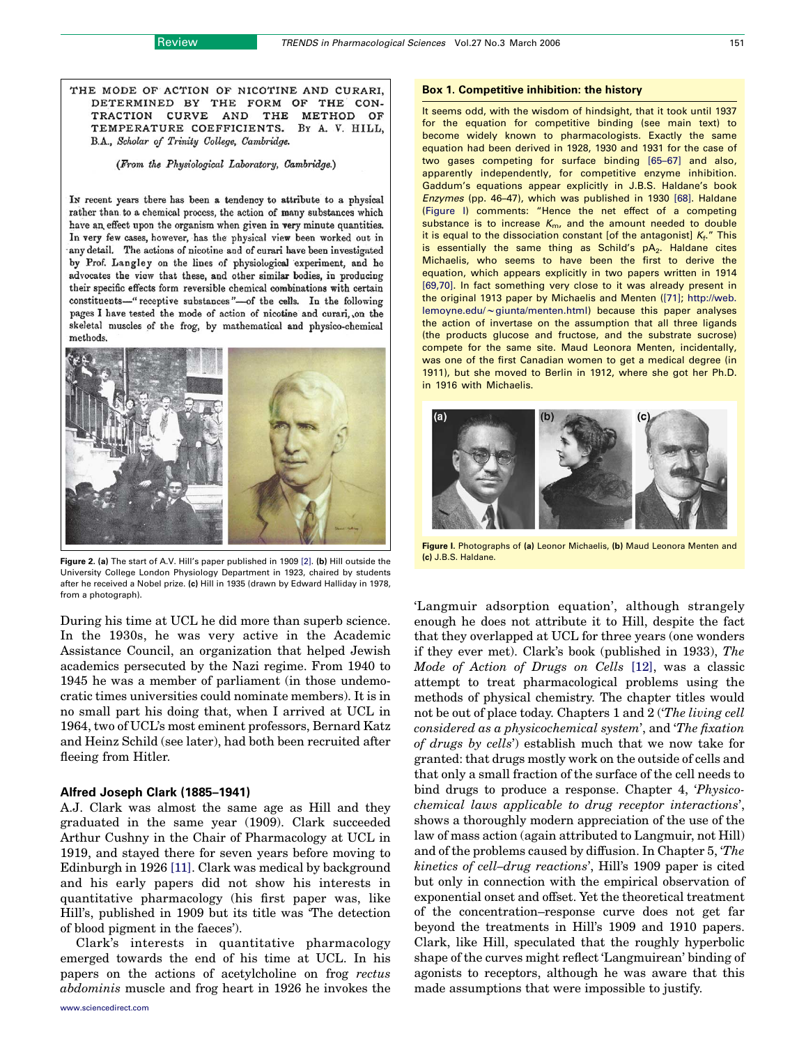THE MODE OF ACTION OF NICOTINE AND CURARI, DETERMINED BY THE FORM OF THE CONTRACTION CURVE AND THE METHOD OF TEMPERATURE COEFFICIENTS. By A. V. HILL, B.A., *Scholar of Trinity College, Cambridge.*

(*From the Physiological Laboratory, Cambridge.*)

In recent years there has been a tendency to attribute to a physical rather than to a chemical process, the action of many substances which have an effect upon the organism when given in very minute quantities. In very few cases, however, has the physical view been worked out in any detail. The actions of nicotine and of curari have been investigated by Prof. Langley on the lines of physiological experiment, and he advocates the view that these, and other similar bodies, in producing their specific effects form reversible chemical combinations with certain constituents—"receptive substances"—of the cells. In the following pages I have tested the mode of action of nicotine and curari, on the skeletal muscles of the frog, by mathematical and physico-chemical methods.

**Figure 2.** **(a)** The start of A.V. Hill's paper published in 1909 [2]. **(b)** Hill outside the University College London Physiology Department in 1923, chaired by students after he received a Nobel prize. **(c)** Hill in 1935 (drawn by Edward Halliday in 1978, from a photograph).

During his time at UCL he did more than superb science. In the 1930s, he was very active in the Academic Assistance Council, an organization that helped Jewish academics persecuted by the Nazi regime. From 1940 to 1945 he was a member of parliament (in those undemocratic times universities could nominate members). It is in no small part his doing that, when I arrived at UCL in 1964, two of UCL's most eminent professors, Bernard Katz and Heinz Schild (see later), had both been recruited after fleeing from Hitler.

## Alfred Joseph Clark (1885–1941)

A.J. Clark was almost the same age as Hill and they graduated in the same year (1909). Clark succeeded Arthur Cushny in the Chair of Pharmacology at UCL in 1919, and stayed there for seven years before moving to Edinburgh in 1926 [11]. Clark was medical by background and his early papers did not show his interests in quantitative pharmacology (his first paper was, like Hill's, published in 1909 but its title was 'The detection of blood pigment in the faeces').

Clark's interests in quantitative pharmacology emerged towards the end of his time at UCL. In his papers on the actions of acetylcholine on frog *rectus abdominis* muscle and frog heart in 1926 he invokes the 'Langmuir adsorption equation', although strangely enough he does not attribute it to Hill, despite the fact that they overlapped at UCL for three years (one wonders if they ever met). Clark's book (published in 1933), *The Mode of Action of Drugs on Cells* [12], was a classic attempt to treat pharmacological problems using the methods of physical chemistry. The chapter titles would not be out of place today. Chapters 1 and 2 ('*The living cell considered as a physicochemical system*', and '*The fixation of drugs by cells*') establish much that we now take for granted: that drugs mostly work on the outside of cells and that only a small fraction of the surface of the cell needs to bind drugs to produce a response. Chapter 4, '*Physico-chemical laws applicable to drug receptor interactions*', shows a thoroughly modern appreciation of the use of the law of mass action (again attributed to Langmuir, not Hill) and of the problems caused by diffusion. In Chapter 5, '*The kinetics of cell–drug reactions*', Hill's 1909 paper is cited but only in connection with the empirical observation of exponential onset and offset. Yet the theoretical treatment of the concentration–response curve does not get far beyond the treatments in Hill's 1909 and 1910 papers. Clark, like Hill, speculated that the roughly hyperbolic shape of the curves might reflect 'Langmuirean' binding of agonists to receptors, although he was aware that this made assumptions that were impossible to justify.

**Box 1. Competitive inhibition: the history**

It seems odd, with the wisdom of hindsight, that it took until 1937 for the equation for competitive binding (see main text) to become widely known to pharmacologists. Exactly the same equation had been derived in 1928, 1930 and 1931 for the case of two gases competing for surface binding [65–67] and also, apparently independently, for competitive enzyme inhibition. Gaddum's equations appear explicitly in J.B.S. Haldane's book *Enzymes* (pp. 46–47), which was published in 1930 [68]. Haldane (Figure I) comments: "Hence the net effect of a competing substance is to increase $K_m$, and the amount needed to double it is equal to the dissociation constant [of the antagonist] $K_f$." This is essentially the same thing as Schild's $pA_2$. Haldane cites Michaelis, who seems to have been the first to derive the equation, which appears explicitly in two papers written in 1914 [69,70]. In fact something very close to it was already present in the original 1913 paper by Michaelis and Menten ([71]; http://web.lemoyne.edu/~giunta/menten.html) because this paper analyses the action of invertase on the assumption that all three ligands (the products glucose and fructose, and the substrate sucrose) compete for the same site. Maud Leonora Menten, incidentally, was one of the first Canadian women to get a medical degree (in 1911), but she moved to Berlin in 1912, where she got her Ph.D. in 1916 with Michaelis.

**Figure I.** Photographs of **(a)** Leonor Michaelis, **(b)** Maud Leonora Menten and **(c)** J.B.S. Haldane.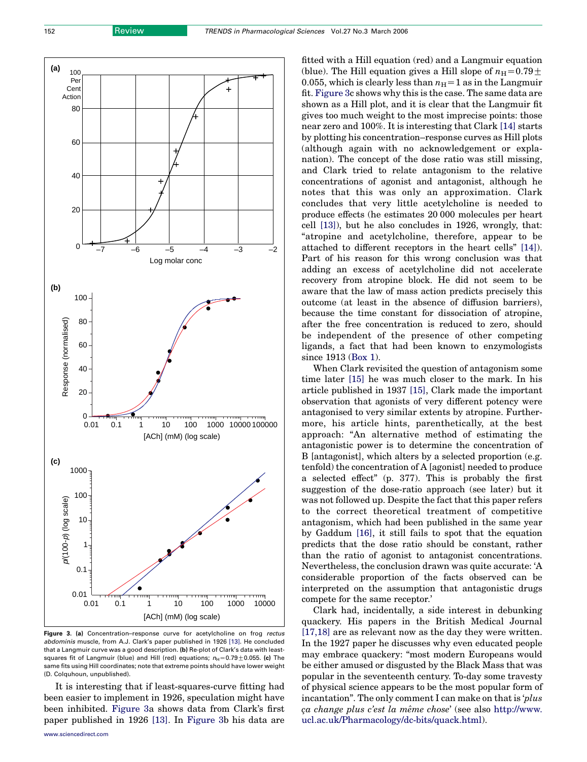**Figure 3.** **(a)** Concentration–response curve for acetylcholine on frog *rectus abdominis* muscle, from A.J. Clark's paper published in 1926 [13]. He concluded that a Langmuir curve was a good description. **(b)** Re-plot of Clark's data with least-squares fit of Langmuir (blue) and Hill (red) equations; $n_H = 0.79 \pm 0.055$. **(c)** The same fits using Hill coordinates; note that extreme points should have lower weight (D. Colquhoun, unpublished).

It is interesting that if least-squares-curve fitting had been easier to implement in 1926, speculation might have been inhibited. Figure 3a shows data from Clark's first paper published in 1926 [13]. In Figure 3b his data are fitted with a Hill equation (red) and a Langmuir equation (blue). The Hill equation gives a Hill slope of $n_H = 0.79 \pm 0.055$, which is clearly less than $n_H = 1$ as in the Langmuir fit. Figure 3c shows why this is the case. The same data are shown as a Hill plot, and it is clear that the Langmuir fit gives too much weight to the most imprecise points: those near zero and 100%. It is interesting that Clark [14] starts by plotting his concentration–response curves as Hill plots (although again with no acknowledgement or explanation). The concept of the dose ratio was still missing, and Clark tried to relate antagonism to the relative concentrations of agonist and antagonist, although he notes that this was only an approximation. Clark concludes that very little acetylcholine is needed to produce effects (he estimates 20 000 molecules per heart cell [13]), but he also concludes in 1926, wrongly, that: "atropine and acetylcholine, therefore, appear to be attached to different receptors in the heart cells" [14]). Part of his reason for this wrong conclusion was that adding an excess of acetylcholine did not accelerate recovery from atropine block. He did not seem to be aware that the law of mass action predicts precisely this outcome (at least in the absence of diffusion barriers), because the time constant for dissociation of atropine, after the free concentration is reduced to zero, should be independent of the presence of other competing ligands, a fact that had been known to enzymologists since 1913 (Box 1).

When Clark revisited the question of antagonism some time later [15] he was much closer to the mark. In his article published in 1937 [15], Clark made the important observation that agonists of very different potency were antagonised to very similar extents by atropine. Furthermore, his article hints, parenthetically, at the best approach: "An alternative method of estimating the antagonistic power is to determine the concentration of B [antagonist], which alters by a selected proportion (e.g. tenfold) the concentration of A [agonist] needed to produce a selected effect" (p. 377). This is probably the first suggestion of the dose-ratio approach (see later) but it was not followed up. Despite the fact that this paper refers to the correct theoretical treatment of competitive antagonism, which had been published in the same year by Gaddum [16], it still fails to spot that the equation predicts that the dose ratio should be constant, rather than the ratio of agonist to antagonist concentrations. Nevertheless, the conclusion drawn was quite accurate: 'A considerable proportion of the facts observed can be interpreted on the assumption that antagonistic drugs compete for the same receptor.'

Clark had, incidentally, a side interest in debunking quackery. His papers in the British Medical Journal [17,18] are as relevant now as the day they were written. In the 1927 paper he discusses why even educated people may embrace quackery: "most modern Europeans would be either amused or disgusted by the Black Mass that was popular in the seventeenth century. To-day some travesty of physical science appears to be the most popular form of incantation". The only comment I can make on that is '*plus ça change plus c'est la même chose*' (see also http://www.ucl.ac.uk/Pharmacology/dc-bits/quack.html).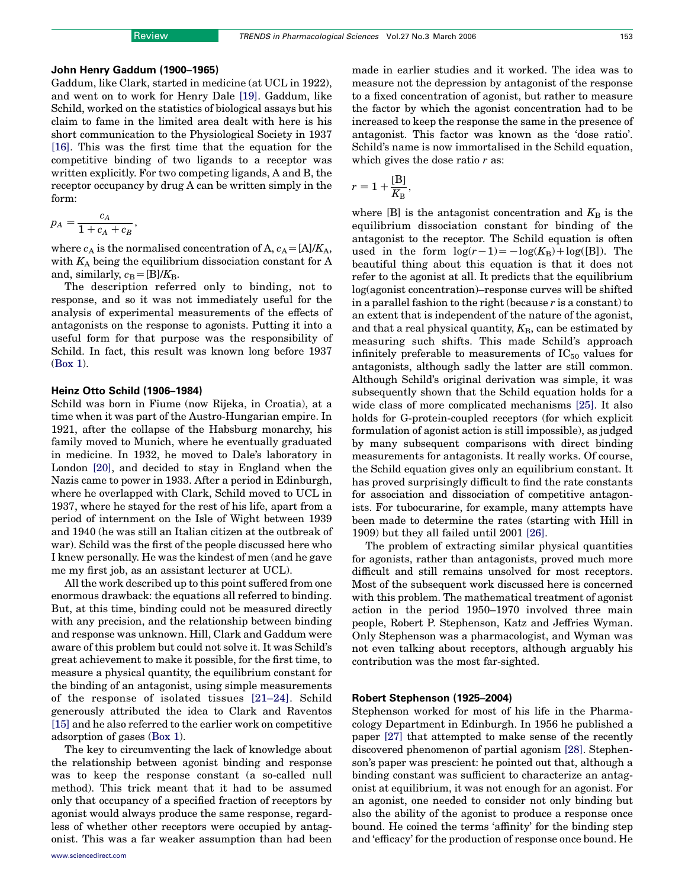### John Henry Gaddum (1900–1965)

Gaddum, like Clark, started in medicine (at UCL in 1922), and went on to work for Henry Dale [19]. Gaddum, like Schild, worked on the statistics of biological assays but his claim to fame in the limited area dealt with here is his short communication to the Physiological Society in 1937 [16]. This was the first time that the equation for the competitive binding of two ligands to a receptor was written explicitly. For two competing ligands, A and B, the receptor occupancy by drug A can be written simply in the form:

$$p_A = \frac{c_A}{1 + c_A + c_B},$$

where $c_A$ is the normalised concentration of A, $c_A = [A]/K_A$, with $K_A$ being the equilibrium dissociation constant for A and, similarly, $c_B = [B]/K_B$.

The description referred only to binding, not to response, and so it was not immediately useful for the analysis of experimental measurements of the effects of antagonists on the response to agonists. Putting it into a useful form for that purpose was the responsibility of Schild. In fact, this result was known long before 1937 (Box 1).

### Heinz Otto Schild (1906–1984)

Schild was born in Fiume (now Rijeka, in Croatia), at a time when it was part of the Austro-Hungarian empire. In 1921, after the collapse of the Habsburg monarchy, his family moved to Munich, where he eventually graduated in medicine. In 1932, he moved to Dale's laboratory in London [20], and decided to stay in England when the Nazis came to power in 1933. After a period in Edinburgh, where he overlapped with Clark, Schild moved to UCL in 1937, where he stayed for the rest of his life, apart from a period of internment on the Isle of Wight between 1939 and 1940 (he was still an Italian citizen at the outbreak of war). Schild was the first of the people discussed here who I knew personally. He was the kindest of men (and he gave me my first job, as an assistant lecturer at UCL).

All the work described up to this point suffered from one enormous drawback: the equations all referred to binding. But, at this time, binding could not be measured directly with any precision, and the relationship between binding and response was unknown. Hill, Clark and Gaddum were aware of this problem but could not solve it. It was Schild's great achievement to make it possible, for the first time, to measure a physical quantity, the equilibrium constant for the binding of an antagonist, using simple measurements of the response of isolated tissues [21–24]. Schild generously attributed the idea to Clark and Raventos [15] and he also referred to the earlier work on competitive adsorption of gases (Box 1).

The key to circumventing the lack of knowledge about the relationship between agonist binding and response was to keep the response constant (a so-called null method). This trick meant that it had to be assumed only that occupancy of a specified fraction of receptors by agonist would always produce the same response, regardless of whether other receptors were occupied by antagonist. This was a far weaker assumption than had been made in earlier studies and it worked. The idea was to measure not the depression by antagonist of the response to a fixed concentration of agonist, but rather to measure the factor by which the agonist concentration had to be increased to keep the response the same in the presence of antagonist. This factor was known as the 'dose ratio'. Schild's name is now immortalised in the Schild equation, which gives the dose ratio $r$ as:

$$r = 1 + \frac{[B]}{K_B},$$

where [B] is the antagonist concentration and $K_B$ is the equilibrium dissociation constant for binding of the antagonist to the receptor. The Schild equation is often used in the form $\log(r-1) = -\log(K_B) + \log([B])$. The beautiful thing about this equation is that it does not refer to the agonist at all. It predicts that the equilibrium log(agonist concentration)–response curves will be shifted in a parallel fashion to the right (because $r$ is a constant) to an extent that is independent of the nature of the agonist, and that a real physical quantity, $K_B$, can be estimated by measuring such shifts. This made Schild's approach infinitely preferable to measurements of $IC_{50}$ values for antagonists, although sadly the latter are still common. Although Schild's original derivation was simple, it was subsequently shown that the Schild equation holds for a wide class of more complicated mechanisms [25]. It also holds for G-protein-coupled receptors (for which explicit formulation of agonist action is still impossible), as judged by many subsequent comparisons with direct binding measurements for antagonists. It really works. Of course, the Schild equation gives only an equilibrium constant. It has proved surprisingly difficult to find the rate constants for association and dissociation of competitive antagonists. For tubocurarine, for example, many attempts have been made to determine the rates (starting with Hill in 1909) but they all failed until 2001 [26].

The problem of extracting similar physical quantities for agonists, rather than antagonists, proved much more difficult and still remains unsolved for most receptors. Most of the subsequent work discussed here is concerned with this problem. The mathematical treatment of agonist action in the period 1950–1970 involved three main people, Robert P. Stephenson, Katz and Jeffries Wyman. Only Stephenson was a pharmacologist, and Wyman was not even talking about receptors, although arguably his contribution was the most far-sighted.

### Robert Stephenson (1925–2004)

Stephenson worked for most of his life in the Pharmacology Department in Edinburgh. In 1956 he published a paper [27] that attempted to make sense of the recently discovered phenomenon of partial agonism [28]. Stephenson's paper was prescient: he pointed out that, although a binding constant was sufficient to characterize an antagonist at equilibrium, it was not enough for an agonist. For an agonist, one needed to consider not only binding but also the ability of the agonist to produce a response once bound. He coined the terms 'affinity' for the binding step and 'efficacy' for the production of response once bound. He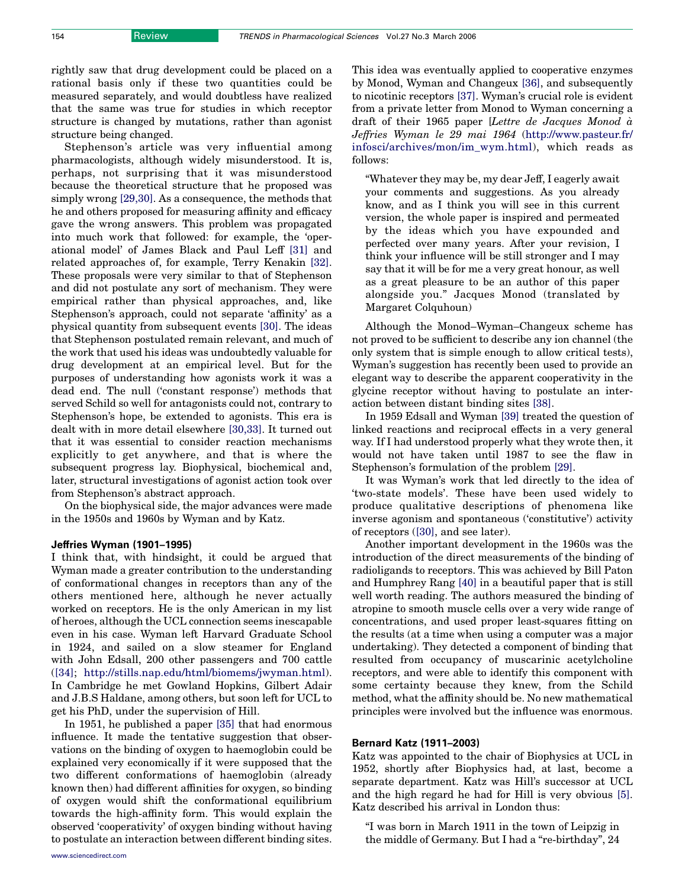rightly saw that drug development could be placed on a rational basis only if these two quantities could be measured separately, and would doubtless have realized that the same was true for studies in which receptor structure is changed by mutations, rather than agonist structure being changed.

Stephenson's article was very influential among pharmacologists, although widely misunderstood. It is, perhaps, not surprising that it was misunderstood because the theoretical structure that he proposed was simply wrong [29,30]. As a consequence, the methods that he and others proposed for measuring affinity and efficacy gave the wrong answers. This problem was propagated into much work that followed: for example, the 'operational model' of James Black and Paul Leff [31] and related approaches of, for example, Terry Kenakin [32]. These proposals were very similar to that of Stephenson and did not postulate any sort of mechanism. They were empirical rather than physical approaches, and, like Stephenson's approach, could not separate 'affinity' as a physical quantity from subsequent events [30]. The ideas that Stephenson postulated remain relevant, and much of the work that used his ideas was undoubtedly valuable for drug development at an empirical level. But for the purposes of understanding how agonists work it was a dead end. The null ('constant response') methods that served Schild so well for antagonists could not, contrary to Stephenson's hope, be extended to agonists. This era is dealt with in more detail elsewhere [30,33]. It turned out that it was essential to consider reaction mechanisms explicitly to get anywhere, and that is where the subsequent progress lay. Biophysical, biochemical and, later, structural investigations of agonist action took over from Stephenson's abstract approach.

On the biophysical side, the major advances were made in the 1950s and 1960s by Wyman and by Katz.

### Jeffries Wyman (1901–1995)

I think that, with hindsight, it could be argued that Wyman made a greater contribution to the understanding of conformational changes in receptors than any of the others mentioned here, although he never actually worked on receptors. He is the only American in my list of heroes, although the UCL connection seems inescapable even in his case. Wyman left Harvard Graduate School in 1924, and sailed on a slow steamer for England with John Edsall, 200 other passengers and 700 cattle ([34]; http://stills.nap.edu/html/biomems/jwyman.html). In Cambridge he met Gowland Hopkins, Gilbert Adair and J.B.S Haldane, among others, but soon left for UCL to get his PhD, under the supervision of Hill.

In 1951, he published a paper [35] that had enormous influence. It made the tentative suggestion that observations on the binding of oxygen to haemoglobin could be explained very economically if it were supposed that the two different conformations of haemoglobin (already known then) had different affinities for oxygen, so binding of oxygen would shift the conformational equilibrium towards the high-affinity form. This would explain the observed 'cooperativity' of oxygen binding without having to postulate an interaction between different binding sites. This idea was eventually applied to cooperative enzymes by Monod, Wyman and Changeux [36], and subsequently to nicotinic receptors [37]. Wyman's crucial role is evident from a private letter from Monod to Wyman concerning a draft of their 1965 paper [*Lettre de Jacques Monod à Jeffries Wyman le 29 mai 1964* (http://www.pasteur.fr/infosci/archives/mon/im_wym.html), which reads as follows:

> "Whatever they may be, my dear Jeff, I eagerly await your comments and suggestions. As you already know, and as I think you will see in this current version, the whole paper is inspired and permeated by the ideas which you have expounded and perfected over many years. After your revision, I think your influence will be still stronger and I may say that it will be for me a very great honour, as well as a great pleasure to be an author of this paper alongside you." Jacques Monod (translated by Margaret Colquhoun)

Although the Monod–Wyman–Changeux scheme has not proved to be sufficient to describe any ion channel (the only system that is simple enough to allow critical tests), Wyman's suggestion has recently been used to provide an elegant way to describe the apparent cooperativity in the glycine receptor without having to postulate an interaction between distant binding sites [38].

In 1959 Edsall and Wyman [39] treated the question of linked reactions and reciprocal effects in a very general way. If I had understood properly what they wrote then, it would not have taken until 1987 to see the flaw in Stephenson's formulation of the problem [29].

It was Wyman's work that led directly to the idea of 'two-state models'. These have been used widely to produce qualitative descriptions of phenomena like inverse agonism and spontaneous ('constitutive') activity of receptors ([30], and see later).

Another important development in the 1960s was the introduction of the direct measurements of the binding of radioligands to receptors. This was achieved by Bill Paton and Humphrey Rang [40] in a beautiful paper that is still well worth reading. The authors measured the binding of atropine to smooth muscle cells over a very wide range of concentrations, and used proper least-squares fitting on the results (at a time when using a computer was a major undertaking). They detected a component of binding that resulted from occupancy of muscarinic acetylcholine receptors, and were able to identify this component with some certainty because they knew, from the Schild method, what the affinity should be. No new mathematical principles were involved but the influence was enormous.

### Bernard Katz (1911–2003)

Katz was appointed to the chair of Biophysics at UCL in 1952, shortly after Biophysics had, at last, become a separate department. Katz was Hill's successor at UCL and the high regard he had for Hill is very obvious [5]. Katz described his arrival in London thus:

> "I was born in March 1911 in the town of Leipzig in the middle of Germany. But I had a "re-birthday", 24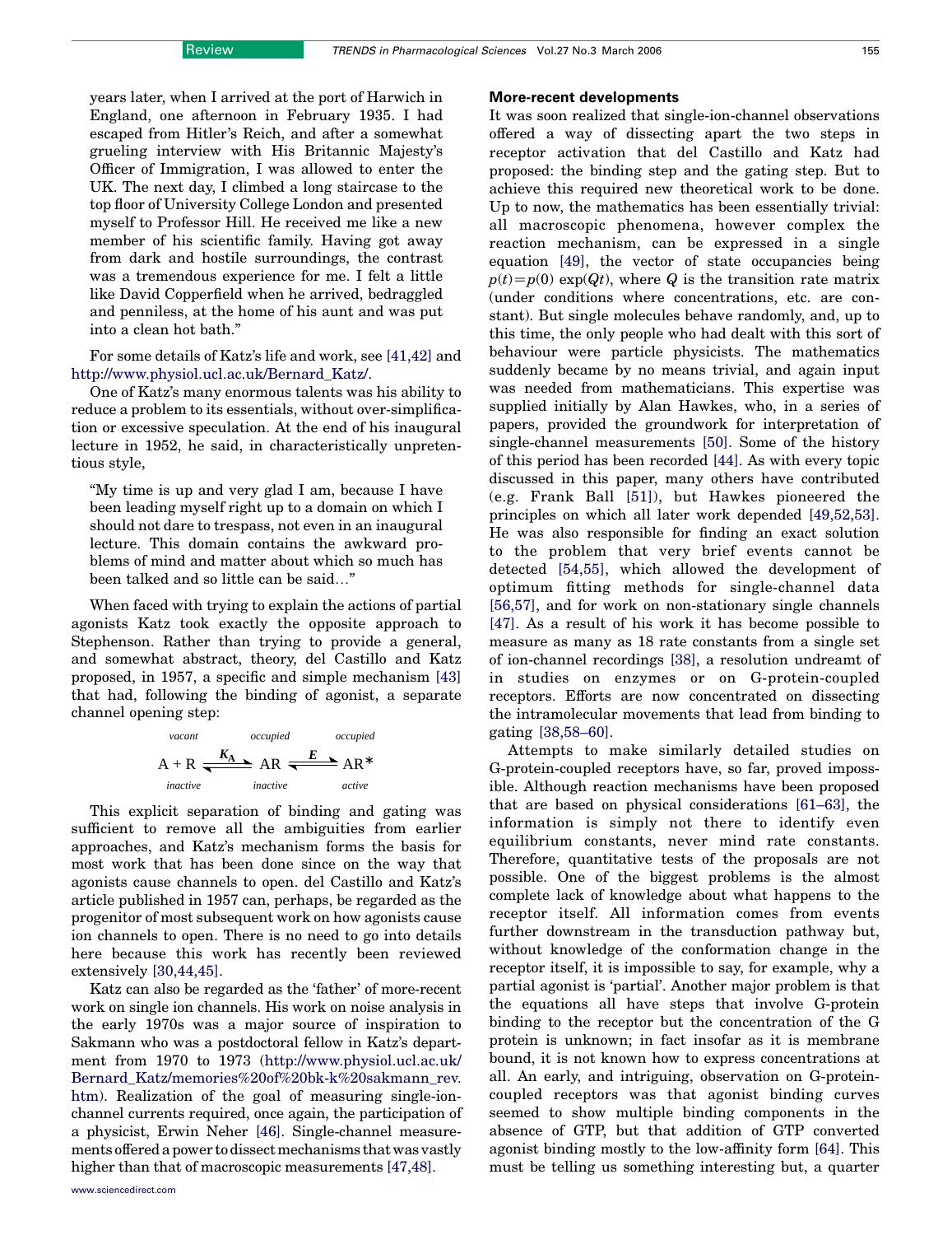years later, when I arrived at the port of Harwich in England, one afternoon in February 1935. I had escaped from Hitler's Reich, and after a somewhat grueling interview with His Britannic Majesty's Officer of Immigration, I was allowed to enter the UK. The next day, I climbed a long staircase to the top floor of University College London and presented myself to Professor Hill. He received me like a new member of his scientific family. Having got away from dark and hostile surroundings, the contrast was a tremendous experience for me. I felt a little like David Copperfield when he arrived, bedraggled and penniless, at the home of his aunt and was put into a clean hot bath."

For some details of Katz's life and work, see [41,42] and http://www.physiol.ucl.ac.uk/Bernard_Katz/.

One of Katz's many enormous talents was his ability to reduce a problem to its essentials, without over-simplification or excessive speculation. At the end of his inaugural lecture in 1952, he said, in characteristically unpretentious style,

> "My time is up and very glad I am, because I have been leading myself right up to a domain on which I should not dare to trespass, not even in an inaugural lecture. This domain contains the awkward problems of mind and matter about which so much has been talked and so little can be said…"

When faced with trying to explain the actions of partial agonists Katz took exactly the opposite approach to Stephenson. Rather than trying to provide a general, and somewhat abstract, theory, del Castillo and Katz proposed, in 1957, a specific and simple mechanism [43] that had, following the binding of agonist, a separate channel opening step:

$$\underset{inactive}{\overset{vacant}{A + R}} \underset{}{\overset{K_A}{\rightleftharpoons}} \underset{inactive}{\overset{occupied}{AR}} \underset{}{\overset{E}{\rightleftharpoons}} \underset{active}{\overset{occupied}{AR^*}}$$

This explicit separation of binding and gating was sufficient to remove all the ambiguities from earlier approaches, and Katz's mechanism forms the basis for most work that has been done since on the way that agonists cause channels to open. del Castillo and Katz's article published in 1957 can, perhaps, be regarded as the progenitor of most subsequent work on how agonists cause ion channels to open. There is no need to go into details here because this work has recently been reviewed extensively [30,44,45].

Katz can also be regarded as the 'father' of more-recent work on single ion channels. His work on noise analysis in the early 1970s was a major source of inspiration to Sakmann who was a postdoctoral fellow in Katz's department from 1970 to 1973 (http://www.physiol.ucl.ac.uk/Bernard_Katz/memories%20of%20bk-k%20sakmann_rev.htm). Realization of the goal of measuring single-ion-channel currents required, once again, the participation of a physicist, Erwin Neher [46]. Single-channel measurements offered a power to dissect mechanisms that was vastly higher than that of macroscopic measurements [47,48].

### More-recent developments

It was soon realized that single-ion-channel observations offered a way of dissecting apart the two steps in receptor activation that del Castillo and Katz had proposed: the binding step and the gating step. But to achieve this required new theoretical work to be done. Up to now, the mathematics has been essentially trivial: all macroscopic phenomena, however complex the reaction mechanism, can be expressed in a single equation [49], the vector of state occupancies being $p(t)=p(0)\,\exp(\boldsymbol{Q}t)$, where $\boldsymbol{Q}$ is the transition rate matrix (under conditions where concentrations, etc. are constant). But single molecules behave randomly, and, up to this time, the only people who had dealt with this sort of behaviour were particle physicists. The mathematics suddenly became by no means trivial, and again input was needed from mathematicians. This expertise was supplied initially by Alan Hawkes, who, in a series of papers, provided the groundwork for interpretation of single-channel measurements [50]. Some of the history of this period has been recorded [44]. As with every topic discussed in this paper, many others have contributed (e.g. Frank Ball [51]), but Hawkes pioneered the principles on which all later work depended [49,52,53]. He was also responsible for finding an exact solution to the problem that very brief events cannot be detected [54,55], which allowed the development of optimum fitting methods for single-channel data [56,57], and for work on non-stationary single channels [47]. As a result of his work it has become possible to measure as many as 18 rate constants from a single set of ion-channel recordings [38], a resolution undreamt of in studies on enzymes or on G-protein-coupled receptors. Efforts are now concentrated on dissecting the intramolecular movements that lead from binding to gating [38,58–60].

Attempts to make similarly detailed studies on G-protein-coupled receptors have, so far, proved impossible. Although reaction mechanisms have been proposed that are based on physical considerations [61–63], the information is simply not there to identify even equilibrium constants, never mind rate constants. Therefore, quantitative tests of the proposals are not possible. One of the biggest problems is the almost complete lack of knowledge about what happens to the receptor itself. All information comes from events further downstream in the transduction pathway but, without knowledge of the conformation change in the receptor itself, it is impossible to say, for example, why a partial agonist is 'partial'. Another major problem is that the equations all have steps that involve G-protein binding to the receptor but the concentration of the G protein is unknown; in fact insofar as it is membrane bound, it is not known how to express concentrations at all. An early, and intriguing, observation on G-protein-coupled receptors was that agonist binding curves seemed to show multiple binding components in the absence of GTP, but that addition of GTP converted agonist binding mostly to the low-affinity form [64]. This must be telling us something interesting but, a quarter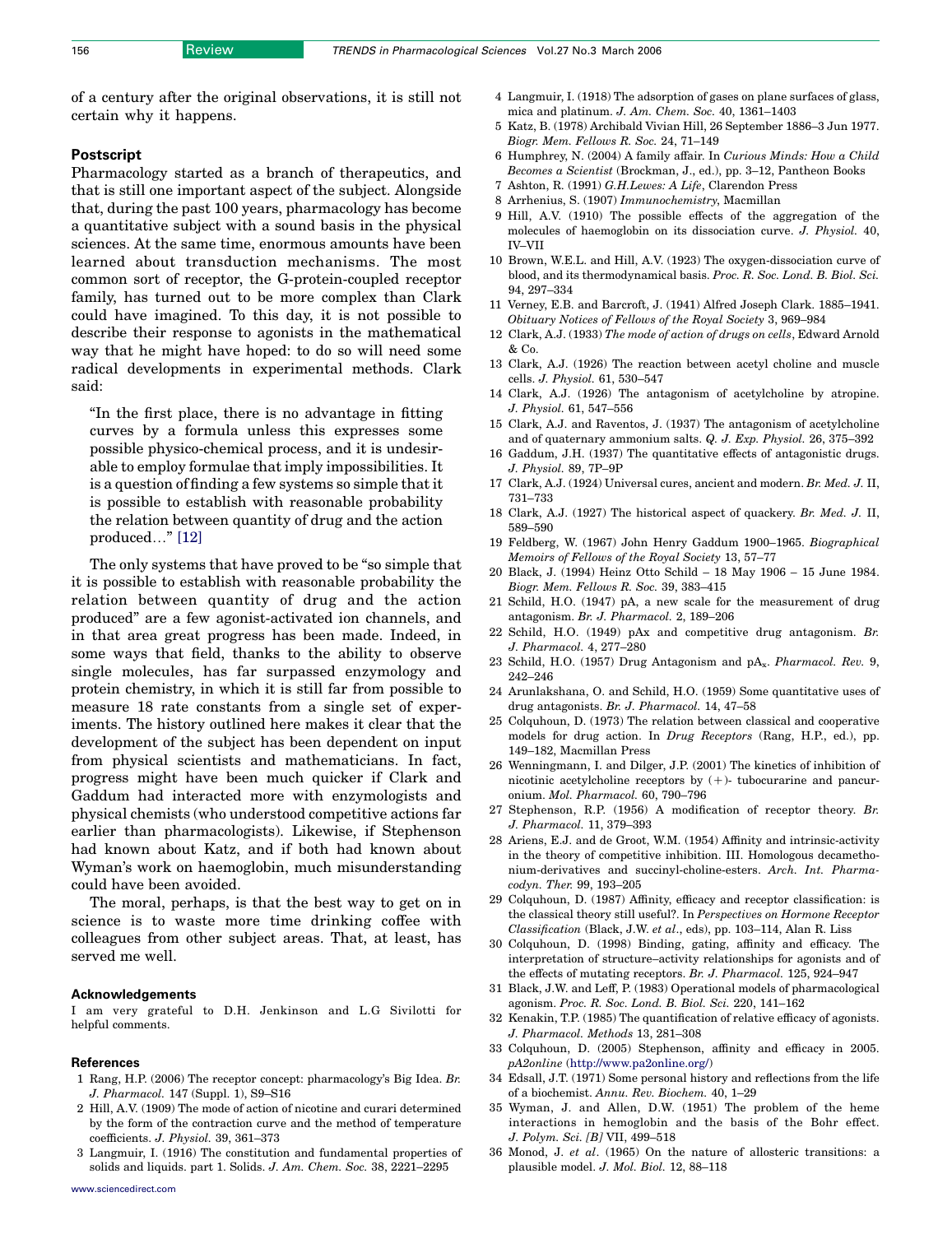of a century after the original observations, it is still not certain why it happens.

### Postscript

Pharmacology started as a branch of therapeutics, and that is still one important aspect of the subject. Alongside that, during the past 100 years, pharmacology has become a quantitative subject with a sound basis in the physical sciences. At the same time, enormous amounts have been learned about transduction mechanisms. The most common sort of receptor, the G-protein-coupled receptor family, has turned out to be more complex than Clark could have imagined. To this day, it is not possible to describe their response to agonists in the mathematical way that he might have hoped: to do so will need some radical developments in experimental methods. Clark said:

> "In the first place, there is no advantage in fitting curves by a formula unless this expresses some possible physico-chemical process, and it is undesirable to employ formulae that imply impossibilities. It is a question of finding a few systems so simple that it is possible to establish with reasonable probability the relation between quantity of drug and the action produced…" [12]

The only systems that have proved to be "so simple that it is possible to establish with reasonable probability the relation between quantity of drug and the action produced" are a few agonist-activated ion channels, and in that area great progress has been made. Indeed, in some ways that field, thanks to the ability to observe single molecules, has far surpassed enzymology and protein chemistry, in which it is still far from possible to measure 18 rate constants from a single set of experiments. The history outlined here makes it clear that the development of the subject has been dependent on input from physical scientists and mathematicians. In fact, progress might have been much quicker if Clark and Gaddum had interacted more with enzymologists and physical chemists (who understood competitive actions far earlier than pharmacologists). Likewise, if Stephenson had known about Katz, and if both had known about Wyman's work on haemoglobin, much misunderstanding could have been avoided.

The moral, perhaps, is that the best way to get on in science is to waste more time drinking coffee with colleagues from other subject areas. That, at least, has served me well.

### Acknowledgements

I am very grateful to D.H. Jenkinson and L.G Sivilotti for helpful comments.

### References

1 Rang, H.P. (2006) The receptor concept: pharmacology's Big Idea. *Br. J. Pharmacol.* 147 (Suppl. 1), S9–S16
2 Hill, A.V. (1909) The mode of action of nicotine and curari determined by the form of the contraction curve and the method of temperature coefficients. *J. Physiol.* 39, 361–373
3 Langmuir, I. (1916) The constitution and fundamental properties of solids and liquids. part 1. Solids. *J. Am. Chem. Soc.* 38, 2221–2295
4 Langmuir, I. (1918) The adsorption of gases on plane surfaces of glass, mica and platinum. *J. Am. Chem. Soc.* 40, 1361–1403
5 Katz, B. (1978) Archibald Vivian Hill, 26 September 1886–3 Jun 1977. *Biogr. Mem. Fellows R. Soc.* 24, 71–149
6 Humphrey, N. (2004) A family affair. In *Curious Minds: How a Child Becomes a Scientist* (Brockman, J., ed.), pp. 3–12, Pantheon Books
7 Ashton, R. (1991) *G.H.Lewes: A Life*, Clarendon Press
8 Arrhenius, S. (1907) *Immunochemistry*, Macmillan
9 Hill, A.V. (1910) The possible effects of the aggregation of the molecules of haemoglobin on its dissociation curve. *J. Physiol.* 40, IV–VII
10 Brown, W.E.L. and Hill, A.V. (1923) The oxygen-dissociation curve of blood, and its thermodynamical basis. *Proc. R. Soc. Lond. B. Biol. Sci.* 94, 297–334
11 Verney, E.B. and Barcroft, J. (1941) Alfred Joseph Clark. 1885–1941. *Obituary Notices of Fellows of the Royal Society* 3, 969–984
12 Clark, A.J. (1933) *The mode of action of drugs on cells*, Edward Arnold & Co.
13 Clark, A.J. (1926) The reaction between acetyl choline and muscle cells. *J. Physiol.* 61, 530–547
14 Clark, A.J. (1926) The antagonism of acetylcholine by atropine. *J. Physiol.* 61, 547–556
15 Clark, A.J. and Raventos, J. (1937) The antagonism of acetylcholine and of quaternary ammonium salts. *Q. J. Exp. Physiol.* 26, 375–392
16 Gaddum, J.H. (1937) The quantitative effects of antagonistic drugs. *J. Physiol.* 89, 7P–9P
17 Clark, A.J. (1924) Universal cures, ancient and modern. *Br. Med. J.* II, 731–733
18 Clark, A.J. (1927) The historical aspect of quackery. *Br. Med. J.* II, 589–590
19 Feldberg, W. (1967) John Henry Gaddum 1900–1965. *Biographical Memoirs of Fellows of the Royal Society* 13, 57–77
20 Black, J. (1994) Heinz Otto Schild – 18 May 1906 – 15 June 1984. *Biogr. Mem. Fellows R. Soc.* 39, 383–415
21 Schild, H.O. (1947) pA, a new scale for the measurement of drug antagonism. *Br. J. Pharmacol.* 2, 189–206
22 Schild, H.O. (1949) pAx and competitive drug antagonism. *Br. J. Pharmacol.* 4, 277–280
23 Schild, H.O. (1957) Drug Antagonism and $pA_x$. *Pharmacol. Rev.* 9, 242–246
24 Arunlakshana, O. and Schild, H.O. (1959) Some quantitative uses of drug antagonists. *Br. J. Pharmacol.* 14, 47–58
25 Colquhoun, D. (1973) The relation between classical and cooperative models for drug action. In *Drug Receptors* (Rang, H.P., ed.), pp. 149–182, Macmillan Press
26 Wenningmann, I. and Dilger, J.P. (2001) The kinetics of inhibition of nicotinic acetylcholine receptors by (+)- tubocurarine and pancuronium. *Mol. Pharmacol.* 60, 790–796
27 Stephenson, R.P. (1956) A modification of receptor theory. *Br. J. Pharmacol.* 11, 379–393
28 Ariens, E.J. and de Groot, W.M. (1954) Affinity and intrinsic-activity in the theory of competitive inhibition. III. Homologous decamethonium-derivatives and succinyl-choline-esters. *Arch. Int. Pharmacodyn. Ther.* 99, 193–205
29 Colquhoun, D. (1987) Affinity, efficacy and receptor classification: is the classical theory still useful?. In *Perspectives on Hormone Receptor Classification* (Black, J.W. *et al.*, eds), pp. 103–114, Alan R. Liss
30 Colquhoun, D. (1998) Binding, gating, affinity and efficacy. The interpretation of structure–activity relationships for agonists and of the effects of mutating receptors. *Br. J. Pharmacol.* 125, 924–947
31 Black, J.W. and Leff, P. (1983) Operational models of pharmacological agonism. *Proc. R. Soc. Lond. B. Biol. Sci.* 220, 141–162
32 Kenakin, T.P. (1985) The quantification of relative efficacy of agonists. *J. Pharmacol. Methods* 13, 281–308
33 Colquhoun, D. (2005) Stephenson, affinity and efficacy in 2005. *pA2online* (http://www.pa2online.org/)
34 Edsall, J.T. (1971) Some personal history and reflections from the life of a biochemist. *Annu. Rev. Biochem.* 40, 1–29
35 Wyman, J. and Allen, D.W. (1951) The problem of the heme interactions in hemoglobin and the basis of the Bohr effect. *J. Polym. Sci. [B]* VII, 499–518
36 Monod, J. *et al*. (1965) On the nature of allosteric transitions: a plausible model. *J. Mol. Biol.* 12, 88–118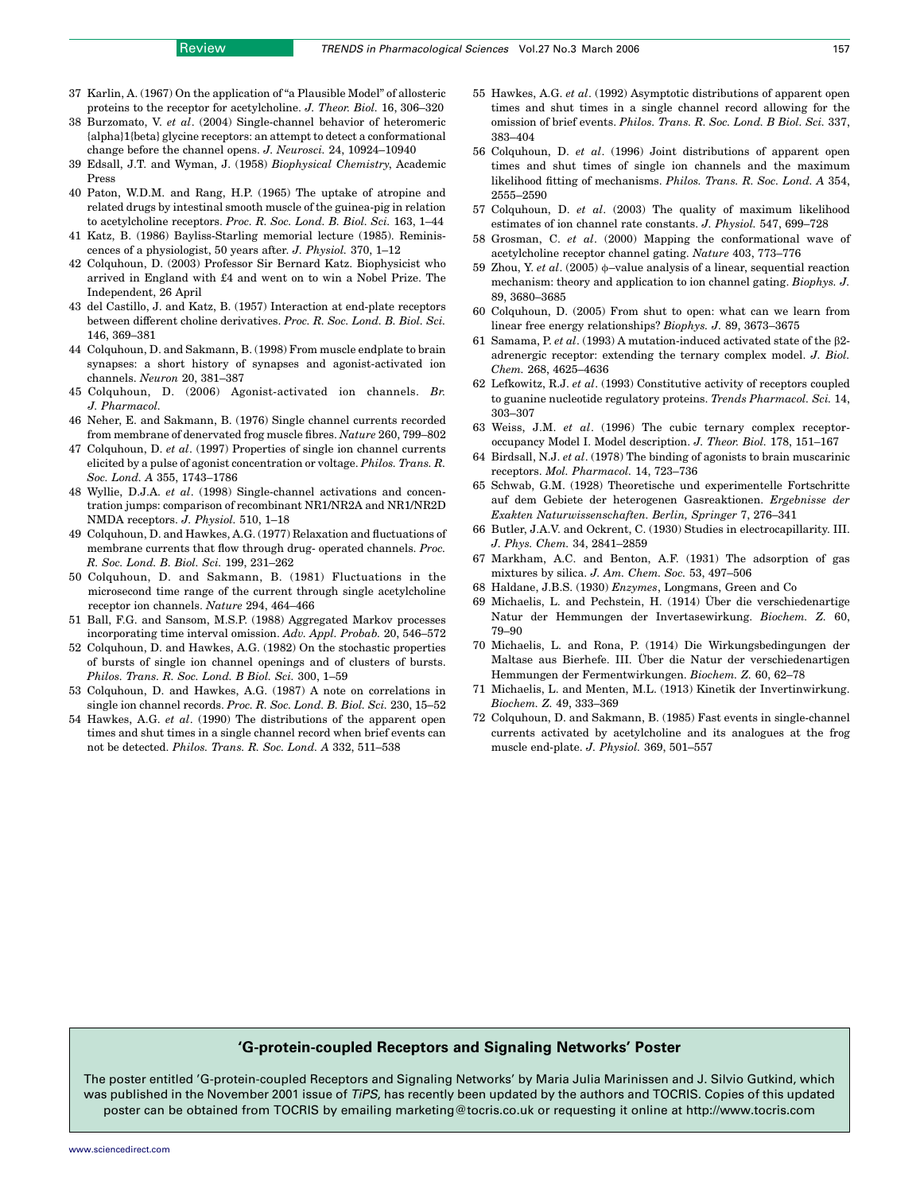37 Karlin, A. (1967) On the application of "a Plausible Model" of allosteric proteins to the receptor for acetylcholine. *J. Theor. Biol.* 16, 306–320
38 Burzomato, V. *et al*. (2004) Single-channel behavior of heteromeric {alpha}1{beta} glycine receptors: an attempt to detect a conformational change before the channel opens. *J. Neurosci.* 24, 10924–10940
39 Edsall, J.T. and Wyman, J. (1958) *Biophysical Chemistry*, Academic Press
40 Paton, W.D.M. and Rang, H.P. (1965) The uptake of atropine and related drugs by intestinal smooth muscle of the guinea-pig in relation to acetylcholine receptors. *Proc. R. Soc. Lond. B. Biol. Sci.* 163, 1–44
41 Katz, B. (1986) Bayliss-Starling memorial lecture (1985). Reminiscences of a physiologist, 50 years after. *J. Physiol.* 370, 1–12
42 Colquhoun, D. (2003) Professor Sir Bernard Katz. Biophysicist who arrived in England with £4 and went on to win a Nobel Prize. The Independent, 26 April
43 del Castillo, J. and Katz, B. (1957) Interaction at end-plate receptors between different choline derivatives. *Proc. R. Soc. Lond. B. Biol. Sci.* 146, 369–381
44 Colquhoun, D. and Sakmann, B. (1998) From muscle endplate to brain synapses: a short history of synapses and agonist-activated ion channels. *Neuron* 20, 381–387
45 Colquhoun, D. (2006) Agonist-activated ion channels. *Br. J. Pharmacol.*
46 Neher, E. and Sakmann, B. (1976) Single channel currents recorded from membrane of denervated frog muscle fibres. *Nature* 260, 799–802
47 Colquhoun, D. *et al*. (1997) Properties of single ion channel currents elicited by a pulse of agonist concentration or voltage. *Philos. Trans. R. Soc. Lond. A* 355, 1743–1786
48 Wyllie, D.J.A. *et al*. (1998) Single-channel activations and concentration jumps: comparison of recombinant NR1/NR2A and NR1/NR2D NMDA receptors. *J. Physiol.* 510, 1–18
49 Colquhoun, D. and Hawkes, A.G. (1977) Relaxation and fluctuations of membrane currents that flow through drug- operated channels. *Proc. R. Soc. Lond. B. Biol. Sci.* 199, 231–262
50 Colquhoun, D. and Sakmann, B. (1981) Fluctuations in the microsecond time range of the current through single acetylcholine receptor ion channels. *Nature* 294, 464–466
51 Ball, F.G. and Sansom, M.S.P. (1988) Aggregated Markov processes incorporating time interval omission. *Adv. Appl. Probab.* 20, 546–572
52 Colquhoun, D. and Hawkes, A.G. (1982) On the stochastic properties of bursts of single ion channel openings and of clusters of bursts. *Philos. Trans. R. Soc. Lond. B Biol. Sci.* 300, 1–59
53 Colquhoun, D. and Hawkes, A.G. (1987) A note on correlations in single ion channel records. *Proc. R. Soc. Lond. B. Biol. Sci.* 230, 15–52
54 Hawkes, A.G. *et al*. (1990) The distributions of the apparent open times and shut times in a single channel record when brief events can not be detected. *Philos. Trans. R. Soc. Lond. A* 332, 511–538
55 Hawkes, A.G. *et al*. (1992) Asymptotic distributions of apparent open times and shut times in a single channel record allowing for the omission of brief events. *Philos. Trans. R. Soc. Lond. B Biol. Sci.* 337, 383–404
56 Colquhoun, D. *et al*. (1996) Joint distributions of apparent open times and shut times of single ion channels and the maximum likelihood fitting of mechanisms. *Philos. Trans. R. Soc. Lond. A* 354, 2555–2590
57 Colquhoun, D. *et al*. (2003) The quality of maximum likelihood estimates of ion channel rate constants. *J. Physiol.* 547, 699–728
58 Grosman, C. *et al*. (2000) Mapping the conformational wave of acetylcholine receptor channel gating. *Nature* 403, 773–776
59 Zhou, Y. *et al*. (2005) $\phi$–value analysis of a linear, sequential reaction mechanism: theory and application to ion channel gating. *Biophys. J.* 89, 3680–3685
60 Colquhoun, D. (2005) From shut to open: what can we learn from linear free energy relationships? *Biophys. J.* 89, 3673–3675
61 Samama, P. *et al*. (1993) A mutation-induced activated state of the $\beta$2-adrenergic receptor: extending the ternary complex model. *J. Biol. Chem.* 268, 4625–4636
62 Lefkowitz, R.J. *et al*. (1993) Constitutive activity of receptors coupled to guanine nucleotide regulatory proteins. *Trends Pharmacol. Sci.* 14, 303–307
63 Weiss, J.M. *et al*. (1996) The cubic ternary complex receptor-occupancy Model I. Model description. *J. Theor. Biol.* 178, 151–167
64 Birdsall, N.J. *et al*. (1978) The binding of agonists to brain muscarinic receptors. *Mol. Pharmacol.* 14, 723–736
65 Schwab, G.M. (1928) Theoretische und experimentelle Fortschritte auf dem Gebiete der heterogenen Gasreaktionen. *Ergebnisse der Exakten Naturwissenschaften. Berlin, Springer* 7, 276–341
66 Butler, J.A.V. and Ockrent, C. (1930) Studies in electrocapillarity. III. *J. Phys. Chem.* 34, 2841–2859
67 Markham, A.C. and Benton, A.F. (1931) The adsorption of gas mixtures by silica. *J. Am. Chem. Soc.* 53, 497–506
68 Haldane, J.B.S. (1930) *Enzymes*, Longmans, Green and Co
69 Michaelis, L. and Pechstein, H. (1914) Über die verschiedenartige Natur der Hemmungen der Invertasewirkung. *Biochem. Z.* 60, 79–90
70 Michaelis, L. and Rona, P. (1914) Die Wirkungsbedingungen der Maltase aus Bierhefe. III. Über die Natur der verschiedenartigen Hemmungen der Fermentwirkungen. *Biochem. Z.* 60, 62–78
71 Michaelis, L. and Menten, M.L. (1913) Kinetik der Invertinwirkung. *Biochem. Z.* 49, 333–369
72 Colquhoun, D. and Sakmann, B. (1985) Fast events in single-channel currents activated by acetylcholine and its analogues at the frog muscle end-plate. *J. Physiol.* 369, 501–557

## 'G-protein-coupled Receptors and Signaling Networks' Poster

The poster entitled 'G-protein-coupled Receptors and Signaling Networks' by Maria Julia Marinissen and J. Silvio Gutkind, which was published in the November 2001 issue of *TiPS*, has recently been updated by the authors and TOCRIS. Copies of this updated poster can be obtained from TOCRIS by emailing marketing@tocris.co.uk or requesting it online at http://www.tocris.com